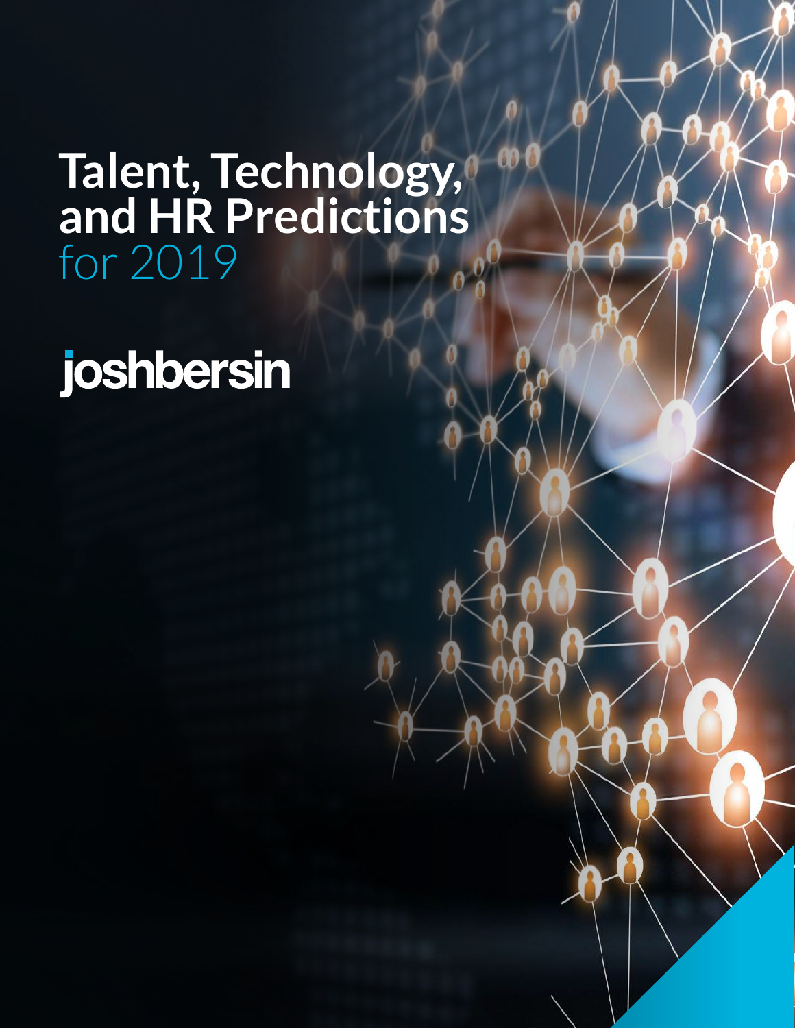# Talent, Technology, and HR Predictions for 2019

joshbersin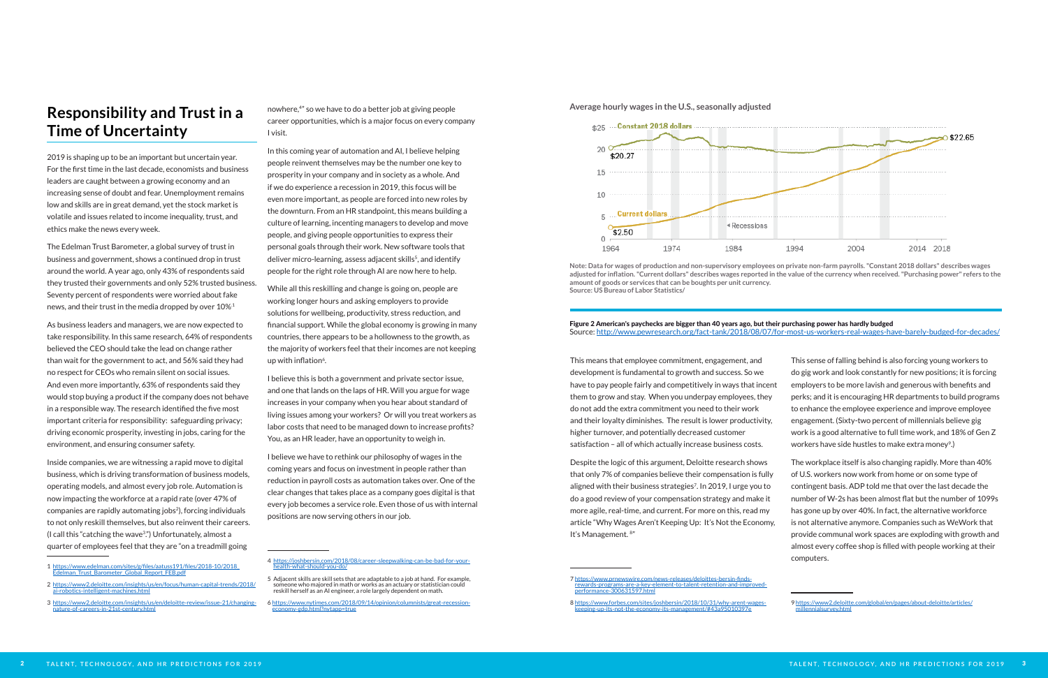## Responsibility and Trust in a Time of Uncertainty

2019 is shaping up to be an important but uncertain year. For the first time in the last decade, economists and business leaders are caught between a growing economy and an increasing sense of doubt and fear. Unemployment remains low and skills are in great demand, yet the stock market is volatile and issues related to income inequality, trust, and ethics make the news every week.

The Edelman Trust Barometer, a global survey of trust in business and government, shows a continued drop in trust around the world. A year ago, only 43% of respondents said they trusted their governments and only 52% trusted business. Seventy percent of respondents were worried about fake news, and their trust in the media dropped by over 10%.[1]

As business leaders and managers, we are now expected to take responsibility. In this same research, 64% of respondents believed the CEO should take the lead on change rather than wait for the government to act, and 56% said they had no respect for CEOs who remain silent on social issues. And even more importantly, 63% of respondents said they would stop buying a product if the company does not behave in a responsible way. The research identified the five most important criteria for responsibility: safeguarding privacy; driving economic prosperity, investing in jobs, caring for the environment, and ensuring consumer safety.

Inside companies, we are witnessing a rapid move to digital business, which is driving transformation of business models, operating models, and almost every job role. Automation is now impacting the workforce at a rapid rate (over 47% of companies are rapidly automating jobs[2]), forcing individuals to not only reskill themselves, but also reinvent their careers. (I call this "catching the wave[3].") Unfortunately, almost a quarter of employees feel that they are "on a treadmill going nowhere,[4]" so we have to do a better job at giving people career opportunities, which is a major focus on every company I visit.

In this coming year of automation and AI, I believe helping people reinvent themselves may be the number one key to prosperity in your company and in society as a whole. And if we do experience a recession in 2019, this focus will be even more important, as people are forced into new roles by the downturn. From an HR standpoint, this means building a culture of learning, incenting managers to develop and move people, and giving people opportunities to express their personal goals through their work. New software tools that deliver micro-learning, assess adjacent skills[5], and identify people for the right role through AI are now here to help.

While all this reskilling and change is going on, people are working longer hours and asking employers to provide solutions for wellbeing, productivity, stress reduction, and financial support. While the global economy is growing in many countries, there appears to be a hollowness to the growth, as the majority of workers feel that their incomes are not keeping up with inflation[6].

I believe this is both a government and private sector issue, and one that lands on the laps of HR. Will you argue for wage increases in your company when you hear about standard of living issues among your workers? Or will you treat workers as labor costs that need to be managed down to increase profits? You, as an HR leader, have an opportunity to weigh in.

I believe we have to rethink our philosophy of wages in the coming years and focus on investment in people rather than reduction in payroll costs as automation takes over. One of the clear changes that takes place as a company goes digital is that every job becomes a service role. Even those of us with internal positions are now serving others in our job.

1 https://www.edelman.com/sites/g/files/aatuss191/files/2018-10/2018_Edelman_Trust_Barometer_Global_Report_FEB.pdf

2 https://www2.deloitte.com/insights/us/en/focus/human-capital-trends/2018/ai-robotics-intelligent-machines.html

3 https://www2.deloitte.com/insights/us/en/deloitte-review/issue-21/changing-nature-of-careers-in-21st-century.html

4 https://joshbersin.com/2018/08/career-sleepwalking-can-be-bad-for-your-health-what-should-you-do/

5 Adjacent skills are skill sets that are adaptable to a job at hand. For example, someone who majored in math or works as an actuary or statistician could reskill herself as an AI engineer, a role largely dependent on math.

6 https://www.nytimes.com/2018/09/14/opinion/columnists/great-recession-economy-gdp.html?nytapp=true

**Average hourly wages in the U.S., seasonally adjusted**

Note: Data for wages of production and non-supervisory employees on private non-farm payrolls. "Constant 2018 dollars" describes wages adjusted for inflation. "Current dollars" describes wages reported in the value of the currency when received. "Purchasing power" refers to the amount of goods or services that can be boughts per unit currency.
Source: US Bureau of Labor Statistics/

**Figure 2 American's paychecks are bigger than 40 years ago, but their purchasing power has hardly budged**
Source: http://www.pewresearch.org/fact-tank/2018/08/07/for-most-us-workers-real-wages-have-barely-budged-for-decades/

This means that employee commitment, engagement, and development is fundamental to growth and success. So we have to pay people fairly and competitively in ways that incent them to grow and stay. When you underpay employees, they do not add the extra commitment you need to their work and their loyalty diminishes. The result is lower productivity, higher turnover, and potentially decreased customer satisfaction – all of which actually increase business costs.

Despite the logic of this argument, Deloitte research shows that only 7% of companies believe their compensation is fully aligned with their business strategies[7]. In 2019, I urge you to do a good review of your compensation strategy and make it more agile, real-time, and current. For more on this, read my article "Why Wages Aren't Keeping Up: It's Not the Economy, It's Management.[8]"

This sense of falling behind is also forcing young workers to do gig work and look constantly for new positions; it is forcing employers to be more lavish and generous with benefits and perks; and it is encouraging HR departments to build programs to enhance the employee experience and improve employee engagement. (Sixty-two percent of millennials believe gig work is a good alternative to full time work, and 18% of Gen Z workers have side hustles to make extra money[9].)

The workplace itself is also changing rapidly. More than 40% of U.S. workers now work from home or on some type of contingent basis. ADP told me that over the last decade the number of W-2s has been almost flat but the number of 1099s has gone up by over 40%. In fact, the alternative workforce is not alternative anymore. Companies such as WeWork that provide communal work spaces are exploding with growth and almost every coffee shop is filled with people working at their computers.

7 https://www.prnewswire.com/news-releases/deloittes-bersin-finds-rewards-programs-are-a-key-element-to-talent-retention-and-improved-performance-300631597.html

8 https://www.forbes.com/sites/joshbersin/2018/10/31/why-arent-wages-keeping-up-its-not-the-economy-its-management/#43a95010397e

9 https://www2.deloitte.com/global/en/pages/about-deloitte/articles/millennialsurvey.html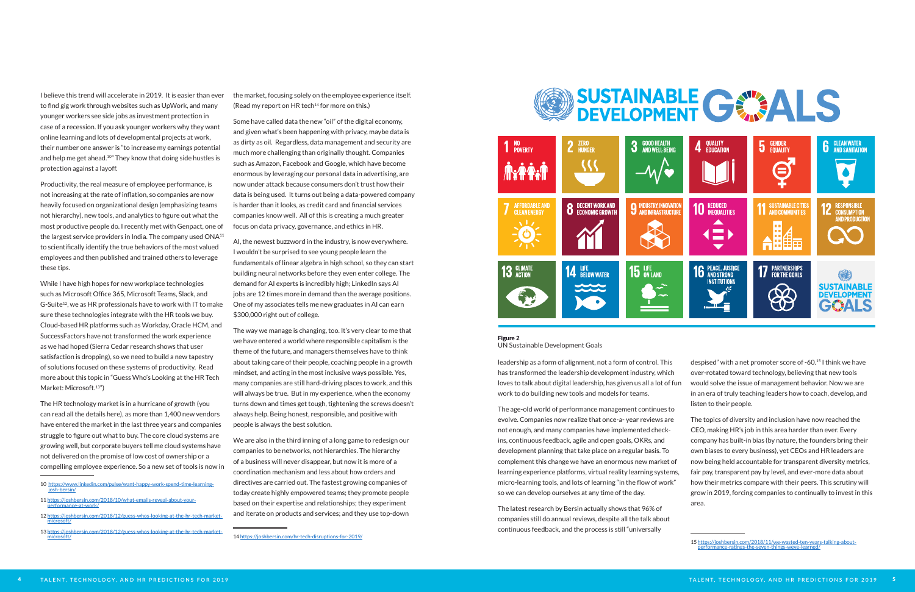I believe this trend will accelerate in 2019. It is easier than ever to find gig work through websites such as UpWork, and many younger workers see side jobs as investment protection in case of a recession. If you ask younger workers why they want online learning and lots of developmental projects at work, their number one answer is "to increase my earnings potential and help me get ahead.[10]" They know that doing side hustles is protection against a layoff.

Productivity, the real measure of employee performance, is not increasing at the rate of inflation, so companies are now heavily focused on organizational design (emphasizing teams not hierarchy), new tools, and analytics to figure out what the most productive people do. I recently met with Genpact, one of the largest service providers in India. The company used ONA[11] to scientifically identify the true behaviors of the most valued employees and then published and trained others to leverage these tips.

While I have high hopes for new workplace technologies such as Microsoft Office 365, Microsoft Teams, Slack, and G-Suite[12], we as HR professionals have to work with IT to make sure these technologies integrate with the HR tools we buy. Cloud-based HR platforms such as Workday, Oracle HCM, and SuccessFactors have not transformed the work experience as we had hoped (Sierra Cedar research shows that user satisfaction is dropping), so we need to build a new tapestry of solutions focused on these systems of productivity. Read more about this topic in "Guess Who's Looking at the HR Tech Market: Microsoft.[13]")

The HR technology market is in a hurricane of growth (you can read all the details here), as more than 1,400 new vendors have entered the market in the last three years and companies struggle to figure out what to buy. The core cloud systems are growing well, but corporate buyers tell me cloud systems have not delivered on the promise of low cost of ownership or a compelling employee experience. So a new set of tools is now in the market, focusing solely on the employee experience itself. (Read my report on HR tech[14] for more on this.)

Some have called data the new "oil" of the digital economy, and given what's been happening with privacy, maybe data is as dirty as oil. Regardless, data management and security are much more challenging than originally thought. Companies such as Amazon, Facebook and Google, which have become enormous by leveraging our personal data in advertising, are now under attack because consumers don't trust how their data is being used. It turns out being a data-powered company is harder than it looks, as credit card and financial services companies know well. All of this is creating a much greater focus on data privacy, governance, and ethics in HR.

AI, the newest buzzword in the industry, is now everywhere. I wouldn't be surprised to see young people learn the fundamentals of linear algebra in high school, so they can start building neural networks before they even enter college. The demand for AI experts is incredibly high; LinkedIn says AI jobs are 12 times more in demand than the average positions. One of my associates tells me new graduates in AI can earn $300,000 right out of college.

The way we manage is changing, too. It's very clear to me that we have entered a world where responsible capitalism is the theme of the future, and managers themselves have to think about taking care of their people, coaching people in a growth mindset, and acting in the most inclusive ways possible. Yes, many companies are still hard-driving places to work, and this will always be true. But in my experience, when the economy turns down and times get tough, tightening the screws doesn't always help. Being honest, responsible, and positive with people is always the best solution.

We are also in the third inning of a long game to redesign our companies to be networks, not hierarchies. The hierarchy of a business will never disappear, but now it is more of a coordination mechanism and less about how orders and directives are carried out. The fastest growing companies of today create highly empowered teams; they promote people based on their expertise and relationships; they experiment and iterate on products and services; and they use top-down leadership as a form of alignment, not a form of control. This has transformed the leadership development industry, which loves to talk about digital leadership, has given us all a lot of fun work to do building new tools and models for teams.

The age-old world of performance management continues to evolve. Companies now realize that once-a- year reviews are not enough, and many companies have implemented check-ins, continuous feedback, agile and open goals, OKRs, and development planning that take place on a regular basis. To complement this change we have an enormous new market of learning experience platforms, virtual reality learning systems, micro-learning tools, and lots of learning "in the flow of work" so we can develop ourselves at any time of the day.

The latest research by Bersin actually shows that 96% of companies still do annual reviews, despite all the talk about continuous feedback, and the process is still "universally despised" with a net promoter score of -60.[15] I think we have over-rotated toward technology, believing that new tools would solve the issue of management behavior. Now we are in an era of truly teaching leaders how to coach, develop, and listen to their people.

The topics of diversity and inclusion have now reached the CEO, making HR's job in this area harder than ever. Every company has built-in bias (by nature, the founders bring their own biases to every business), yet CEOs and HR leaders are now being held accountable for transparent diversity metrics, fair pay, transparent pay by level, and ever-more data about how their metrics compare with their peers. This scrutiny will grow in 2019, forcing companies to continually to invest in this area.

**Figure 2**
UN Sustainable Development Goals

10 https://www.linkedin.com/pulse/want-happy-work-spend-time-learning-josh-bersin/

11 https://joshbersin.com/2018/10/what-emails-reveal-about-your-performance-at-work/

12 https://joshbersin.com/2018/12/guess-whos-looking-at-the-hr-tech-market-microsoft/

13 https://joshbersin.com/2018/12/guess-whos-looking-at-the-hr-tech-market-microsoft/

14 https://joshbersin.com/hr-tech-disruptions-for-2019/

15 https://joshbersin.com/2018/11/we-wasted-ten-years-talking-about-performance-ratings-the-seven-things-weve-learned/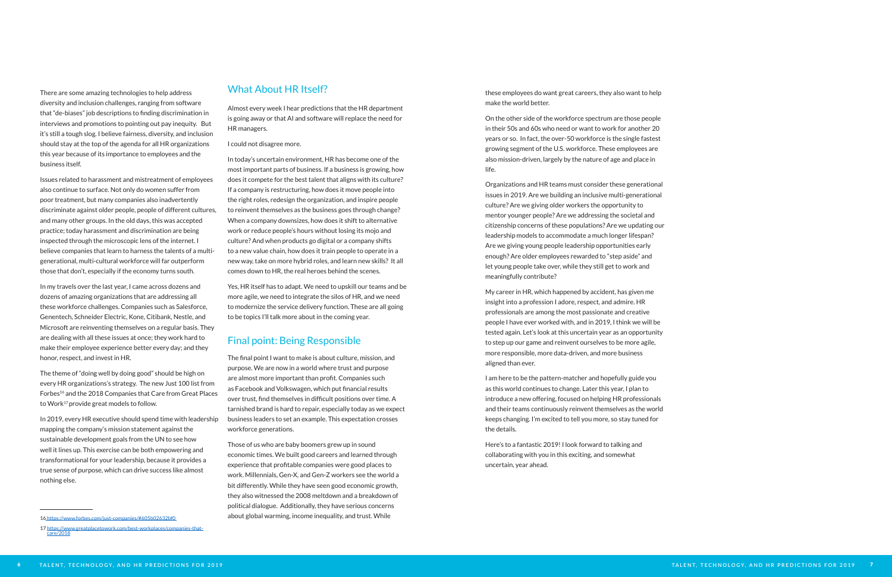There are some amazing technologies to help address diversity and inclusion challenges, ranging from software that "de-biases" job descriptions to finding discrimination in interviews and promotions to pointing out pay inequity. But it's still a tough slog. I believe fairness, diversity, and inclusion should stay at the top of the agenda for all HR organizations this year because of its importance to employees and the business itself.

Issues related to harassment and mistreatment of employees also continue to surface. Not only do women suffer from poor treatment, but many companies also inadvertently discriminate against older people, people of different cultures, and many other groups. In the old days, this was accepted practice; today harassment and discrimination are being inspected through the microscopic lens of the internet. I believe companies that learn to harness the talents of a multi-generational, multi-cultural workforce will far outperform those that don't, especially if the economy turns south.

In my travels over the last year, I came across dozens and dozens of amazing organizations that are addressing all these workforce challenges. Companies such as Salesforce, Genentech, Schneider Electric, Kone, Citibank, Nestle, and Microsoft are reinventing themselves on a regular basis. They are dealing with all these issues at once; they work hard to make their employee experience better every day; and they honor, respect, and invest in HR.

The theme of "doing well by doing good" should be high on every HR organizations's strategy. The new Just 100 list from Forbes[16] and the 2018 Companies that Care from Great Places to Work[17] provide great models to follow.

In 2019, every HR executive should spend time with leadership mapping the company's mission statement against the sustainable development goals from the UN to see how well it lines up. This exercise can be both empowering and transformational for your leadership, because it provides a true sense of purpose, which can drive success like almost nothing else.

16 https://www.forbes.com/just-companies/#605b02632bf0

17 https://www.greatplacetowork.com/best-workplaces/companies-that-care/2018

## What About HR Itself?

Almost every week I hear predictions that the HR department is going away or that AI and software will replace the need for HR managers.

I could not disagree more.

In today's uncertain environment, HR has become one of the most important parts of business. If a business is growing, how does it compete for the best talent that aligns with its culture? If a company is restructuring, how does it move people into the right roles, redesign the organization, and inspire people to reinvent themselves as the business goes through change? When a company downsizes, how does it shift to alternative work or reduce people's hours without losing its mojo and culture? And when products go digital or a company shifts to a new value chain, how does it train people to operate in a new way, take on more hybrid roles, and learn new skills? It all comes down to HR, the real heroes behind the scenes.

Yes, HR itself has to adapt. We need to upskill our teams and be more agile, we need to integrate the silos of HR, and we need to modernize the service delivery function. These are all going to be topics I'll talk more about in the coming year.

## Final point: Being Responsible

The final point I want to make is about culture, mission, and purpose. We are now in a world where trust and purpose are almost more important than profit. Companies such as Facebook and Volkswagen, which put financial results over trust, find themselves in difficult positions over time. A tarnished brand is hard to repair, especially today as we expect business leaders to set an example. This expectation crosses workforce generations.

Those of us who are baby boomers grew up in sound economic times. We built good careers and learned through experience that profitable companies were good places to work. Millennials, Gen-X, and Gen-Z workers see the world a bit differently. While they have seen good economic growth, they also witnessed the 2008 meltdown and a breakdown of political dialogue. Additionally, they have serious concerns about global warming, income inequality, and trust. While these employees do want great careers, they also want to help make the world better.

On the other side of the workforce spectrum are those people in their 50s and 60s who need or want to work for another 20 years or so. In fact, the over-50 workforce is the single fastest growing segment of the U.S. workforce. These employees are also mission-driven, largely by the nature of age and place in life.

Organizations and HR teams must consider these generational issues in 2019. Are we building an inclusive multi-generational culture? Are we giving older workers the opportunity to mentor younger people? Are we addressing the societal and citizenship concerns of these populations? Are we updating our leadership models to accommodate a much longer lifespan? Are we giving young people leadership opportunities early enough? Are older employees rewarded to "step aside" and let young people take over, while they still get to work and meaningfully contribute?

My career in HR, which happened by accident, has given me insight into a profession I adore, respect, and admire. HR professionals are among the most passionate and creative people I have ever worked with, and in 2019, I think we will be tested again. Let's look at this uncertain year as an opportunity to step up our game and reinvent ourselves to be more agile, more responsible, more data-driven, and more business aligned than ever.

I am here to be the pattern-matcher and hopefully guide you as this world continues to change. Later this year, I plan to introduce a new offering, focused on helping HR professionals and their teams continuously reinvent themselves as the world keeps changing. I'm excited to tell you more, so stay tuned for the details.

Here's to a fantastic 2019! I look forward to talking and collaborating with you in this exciting, and somewhat uncertain, year ahead.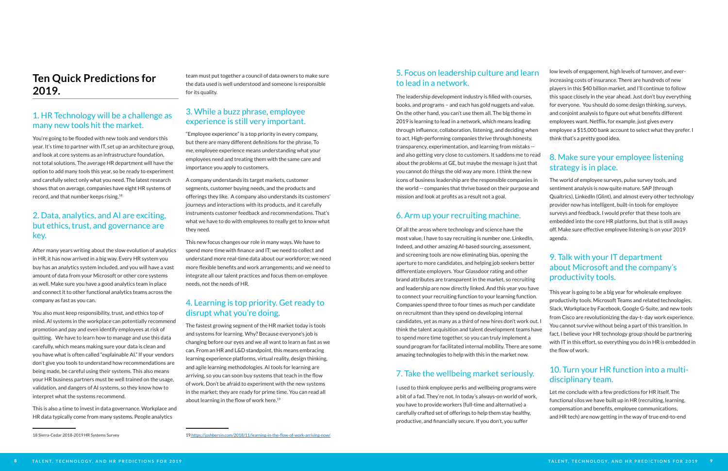# Ten Quick Predictions for 2019.

## 1. HR Technology will be a challenge as many new tools hit the market.

You're going to be flooded with new tools and vendors this year. It's time to partner with IT, set up an architecture group, and look at core systems as an infrastructure foundation, not total solutions. The average HR department will have the option to add many tools this year, so be ready to experiment and carefully select only what you need. The latest research shows that on average, companies have eight HR systems of record, and that number keeps rising.[18]

## 2. Data, analytics, and AI are exciting, but ethics, trust, and governance are key.

After many years writing about the slow evolution of analytics in HR, it has now arrived in a big way. Every HR system you buy has an analytics system included, and you will have a vast amount of data from your Microsoft or other core systems as well. Make sure you have a good analytics team in place and connect it to other functional analytics teams across the company as fast as you can.

You also must keep responsibility, trust, and ethics top of mind. AI systems in the workplace can potentially recommend promotion and pay and even identify employees at risk of quitting. We have to learn how to manage and use this data carefully, which means making sure your data is clean and you have what is often called "explainable AI." If your vendors don't give you tools to understand how recommendations are being made, be careful using their systems. This also means your HR business partners must be well trained on the usage, validation, and dangers of AI systems, so they know how to interpret what the systems recommend.

This is also a time to invest in data governance. Workplace and HR data typically come from many systems. People analytics team must put together a council of data owners to make sure the data used is well understood and someone is responsible for its quality.

## 3. While a buzz phrase, employee experience is still very important.

"Employee experience" is a top priority in every company, but there are many different definitions for the phrase. To me, employee experience means understanding what your employees need and treating them with the same care and importance you apply to customers.

A company understands its target markets, customer segments, customer buying needs, and the products and offerings they like. A company also understands its customers' journeys and interactions with its products, and it carefully instruments customer feedback and recommendations. That's what we have to do with employees to really get to know what they need.

This new focus changes our role in many ways. We have to spend more time with finance and IT; we need to collect and understand more real-time data about our workforce; we need more flexible benefits and work arrangements; and we need to integrate all our talent practices and focus them on employee needs, not the needs of HR.

## 4. Learning is top priority. Get ready to disrupt what you're doing.

The fastest growing segment of the HR market today is tools and systems for learning. Why? Because everyone's job is changing before our eyes and we all want to learn as fast as we can. From an HR and L&D standpoint, this means embracing learning experience platforms, virtual reality, design thinking, and agile learning methodologies. AI tools for learning are arriving, so you can soon buy systems that teach in the flow of work. Don't be afraid to experiment with the new systems in the market; they are ready for prime time. You can read all about learning in the flow of work here.[19]

## 5. Focus on leadership culture and learn to lead in a network.

The leadership development industry is filled with courses, books, and programs – and each has gold nuggets and value. On the other hand, you can't use them all. The big theme in 2019 is learning to lead in a network, which means leading through influence, collaboration, listening, and deciding when to act. High-performing companies thrive through honesty, transparency, experimentation, and learning from mistakes -- and also getting very close to customers. It saddens me to read about the problems at GE, but maybe the message is just that you cannot do things the old way any more. I think the new icons of business leadership are the responsible companies in the world -- companies that thrive based on their purpose and mission and look at profits as a result not a goal.

## 6. Arm up your recruiting machine.

Of all the areas where technology and science have the most value, I have to say recruiting is number one. LinkedIn, Indeed, and other amazing AI-based sourcing, assessment, and screening tools are now eliminating bias, opening the aperture to more candidates, and helping job seekers better differentiate employers. Your Glassdoor rating and other brand attributes are transparent in the market, so recruiting and leadership are now directly linked. And this year you have to connect your recruiting function to your learning function. Companies spend three to four times as much per candidate on recruitment than they spend on developing internal candidates, yet as many as a third of new hires don't work out. I think the talent acquisition and talent development teams have to spend more time together, so you can truly implement a sound program for facilitated internal mobility. There are some amazing technologies to help with this in the market now.

## 7. Take the wellbeing market seriously.

I used to think employee perks and wellbeing programs were a bit of a fad. They're not. In today's always-on world of work, you have to provide workers (full-time and alternative) a carefully crafted set of offerings to help them stay healthy, productive, and financially secure. If you don't, you suffer low levels of engagement, high levels of turnover, and ever-increasing costs of insurance. There are hundreds of new players in this $40 billion market, and I'll continue to follow this space closely in the year ahead. Just don't buy everything for everyone. You should do some design thinking, surveys, and conjoint analysis to figure out what benefits different employees want. Netflix, for example, just gives every employee a $15,000 bank account to select what they prefer. I think that's a pretty good idea.

## 8. Make sure your employee listening strategy is in place.

The world of employee surveys, pulse survey tools, and sentiment analysis is now quite mature. SAP (through Qualtrics), LinkedIn (Glint), and almost every other technology provider now has intelligent, built-in tools for employee surveys and feedback. I would prefer that these tools are embedded into the core HR platforms, but that is still aways off. Make sure effective employee listening is on your 2019 agenda.

## 9. Talk with your IT department about Microsoft and the company's productivity tools.

This year is going to be a big year for wholesale employee productivity tools. Microsoft Teams and related technologies, Slack, Workplace by Facebook, Google G-Suite, and new tools from Cisco are revolutionizing the day-t- day work experience. You cannot survive without being a part of this transition. In fact, I believe your HR technology group should be partnering with IT in this effort, so everything you do in HR is embedded in the flow of work.

## 10. Turn your HR function into a multi-disciplinary team.

Let me conclude with a few predictions for HR itself. The functional silos we have built up in HR (recruiting, learning, compensation and benefits, employee communications, and HR tech) are now getting in the way of true end-to-end

---

18 Sierra-Cedar 2018-2019 HR Systems Survey

19 https://joshbersin.com/2018/11/learning-in-the-flow-of-work-arriving-now/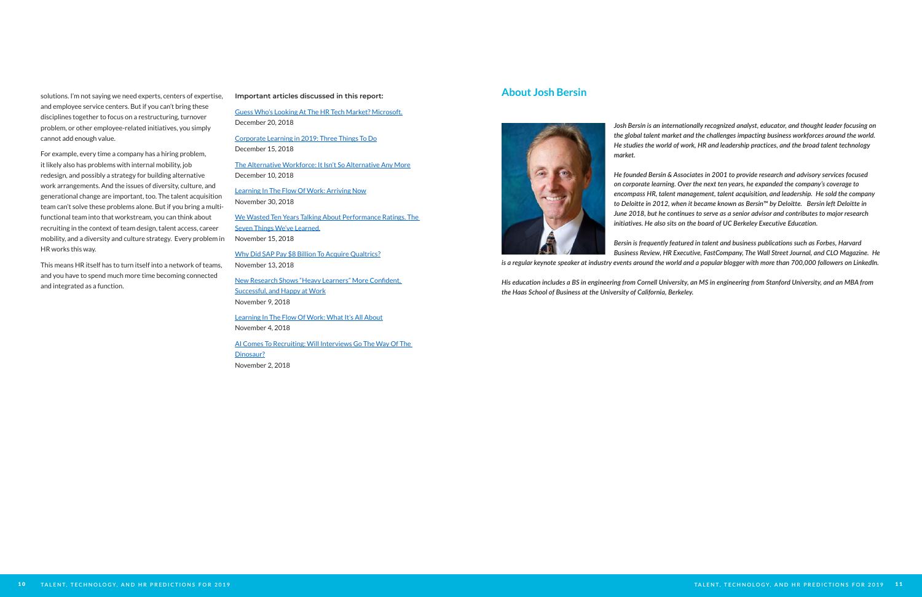solutions. I'm not saying we need experts, centers of expertise, and employee service centers. But if you can't bring these disciplines together to focus on a restructuring, turnover problem, or other employee-related initiatives, you simply cannot add enough value.

For example, every time a company has a hiring problem, it likely also has problems with internal mobility, job redesign, and possibly a strategy for building alternative work arrangements. And the issues of diversity, culture, and generational change are important, too. The talent acquisition team can't solve these problems alone. But if you bring a multi-functional team into that workstream, you can think about recruiting in the context of team design, talent access, career mobility, and a diversity and culture strategy. Every problem in HR works this way.

This means HR itself has to turn itself into a network of teams, and you have to spend much more time becoming connected and integrated as a function.

**Important articles discussed in this report:**

Guess Who's Looking At The HR Tech Market? Microsoft.
December 20, 2018

Corporate Learning in 2019: Three Things To Do
December 15, 2018

The Alternative Workforce: It Isn't So Alternative Any More
December 10, 2018

Learning In The Flow Of Work: Arriving Now
November 30, 2018

We Wasted Ten Years Talking About Performance Ratings. The Seven Things We've Learned.
November 15, 2018

Why Did SAP Pay $8 Billion To Acquire Qualtrics?
November 13, 2018

New Research Shows "Heavy Learners" More Confident, Successful, and Happy at Work
November 9, 2018

Learning In The Flow Of Work: What It's All About
November 4, 2018

AI Comes To Recruiting: Will Interviews Go The Way Of The Dinosaur?
November 2, 2018

## About Josh Bersin

*Josh Bersin is an internationally recognized analyst, educator, and thought leader focusing on the global talent market and the challenges impacting business workforces around the world. He studies the world of work, HR and leadership practices, and the broad talent technology market.*

*He founded Bersin & Associates in 2001 to provide research and advisory services focused on corporate learning. Over the next ten years, he expanded the company's coverage to encompass HR, talent management, talent acquisition, and leadership. He sold the company to Deloitte in 2012, when it became known as Bersin™ by Deloitte. Bersin left Deloitte in June 2018, but he continues to serve as a senior advisor and contributes to major research initiatives. He also sits on the board of UC Berkeley Executive Education.*

*Bersin is frequently featured in talent and business publications such as Forbes, Harvard Business Review, HR Executive, FastCompany, The Wall Street Journal, and CLO Magazine. He is a regular keynote speaker at industry events around the world and a popular blogger with more than 700,000 followers on LinkedIn.*

*His education includes a BS in engineering from Cornell University, an MS in engineering from Stanford University, and an MBA from the Haas School of Business at the University of California, Berkeley.*